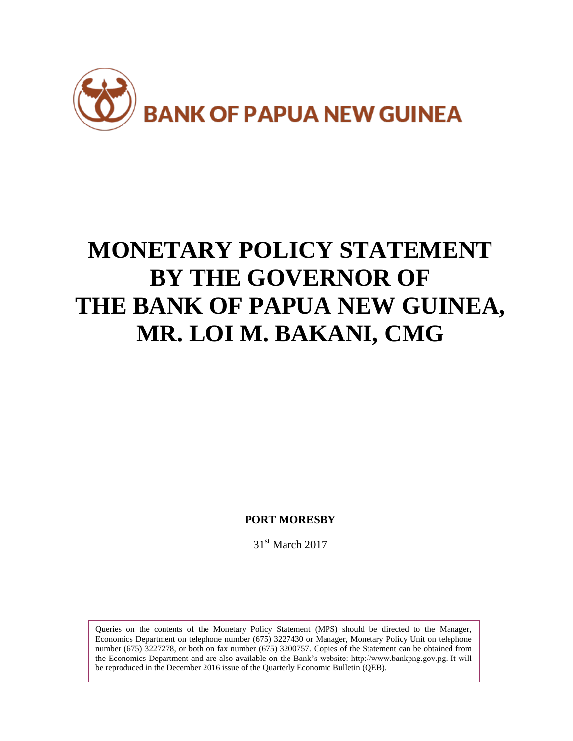**BANK OF PAPUA NEW GUINEA**

# MONETARY POLICY STATEMENT BY THE GOVERNOR OF THE BANK OF PAPUA NEW GUINEA, MR. LOI M. BAKANI, CMG

**PORT MORESBY**

31st March 2017

Queries on the contents of the Monetary Policy Statement (MPS) should be directed to the Manager, Economics Department on telephone number (675) 3227430 or Manager, Monetary Policy Unit on telephone number (675) 3227278, or both on fax number (675) 3200757. Copies of the Statement can be obtained from the Economics Department and are also available on the Bank's website: http://www.bankpng.gov.pg. It will be reproduced in the December 2016 issue of the Quarterly Economic Bulletin (QEB).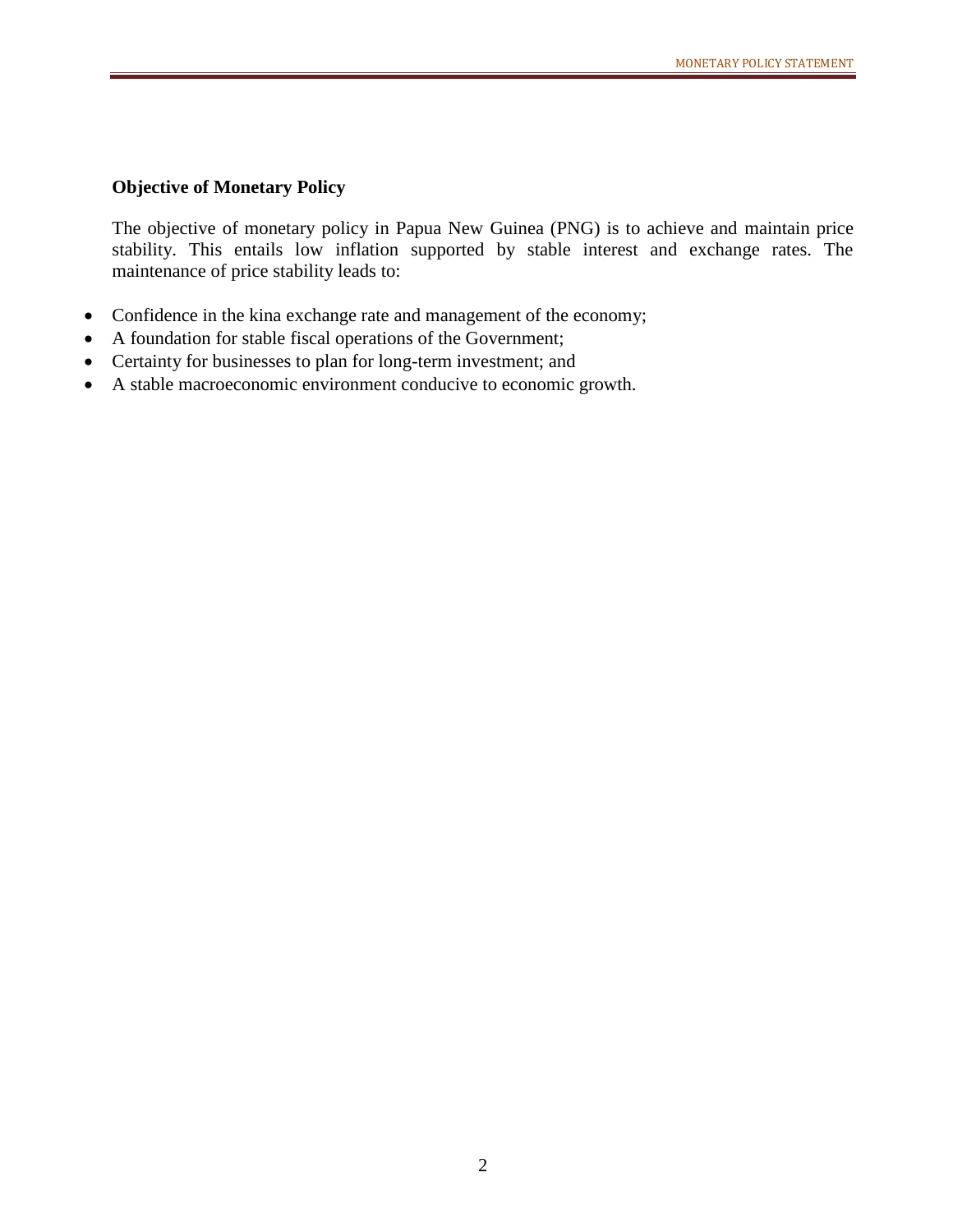**Objective of Monetary Policy**

The objective of monetary policy in Papua New Guinea (PNG) is to achieve and maintain price stability. This entails low inflation supported by stable interest and exchange rates. The maintenance of price stability leads to:

- Confidence in the kina exchange rate and management of the economy;
- A foundation for stable fiscal operations of the Government;
- Certainty for businesses to plan for long-term investment; and
- A stable macroeconomic environment conducive to economic growth.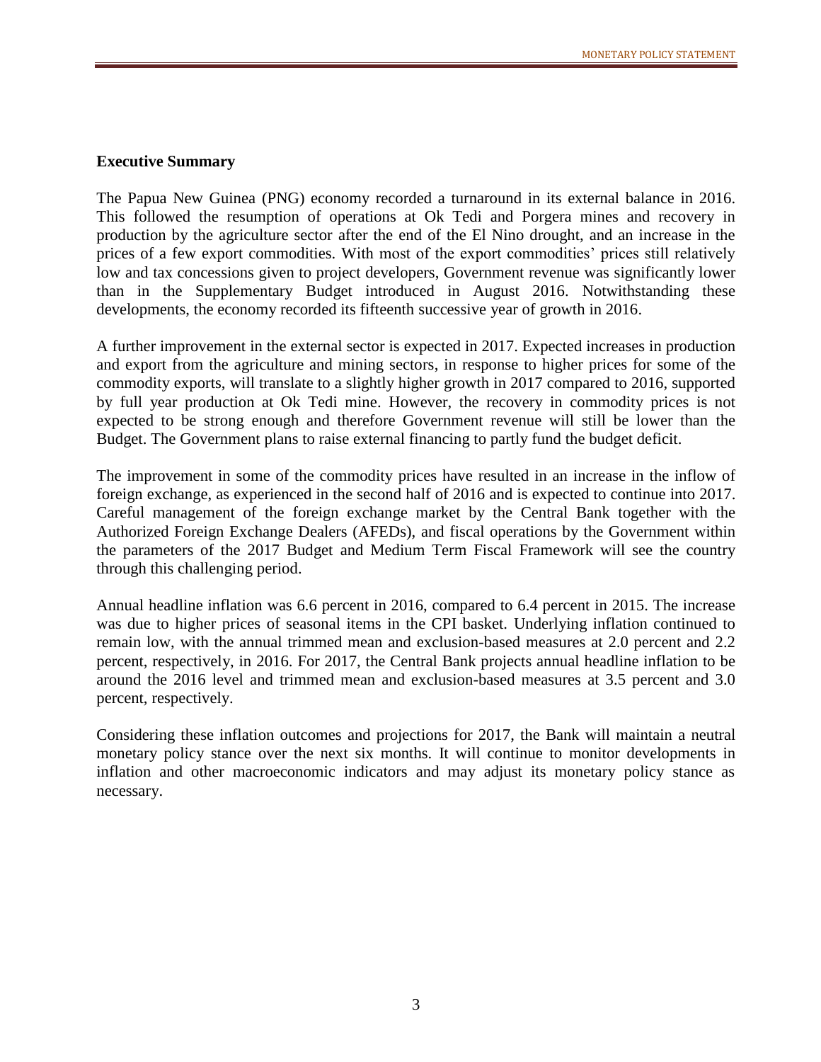## Executive Summary

The Papua New Guinea (PNG) economy recorded a turnaround in its external balance in 2016. This followed the resumption of operations at Ok Tedi and Porgera mines and recovery in production by the agriculture sector after the end of the El Nino drought, and an increase in the prices of a few export commodities. With most of the export commodities' prices still relatively low and tax concessions given to project developers, Government revenue was significantly lower than in the Supplementary Budget introduced in August 2016. Notwithstanding these developments, the economy recorded its fifteenth successive year of growth in 2016.

A further improvement in the external sector is expected in 2017. Expected increases in production and export from the agriculture and mining sectors, in response to higher prices for some of the commodity exports, will translate to a slightly higher growth in 2017 compared to 2016, supported by full year production at Ok Tedi mine. However, the recovery in commodity prices is not expected to be strong enough and therefore Government revenue will still be lower than the Budget. The Government plans to raise external financing to partly fund the budget deficit.

The improvement in some of the commodity prices have resulted in an increase in the inflow of foreign exchange, as experienced in the second half of 2016 and is expected to continue into 2017. Careful management of the foreign exchange market by the Central Bank together with the Authorized Foreign Exchange Dealers (AFEDs), and fiscal operations by the Government within the parameters of the 2017 Budget and Medium Term Fiscal Framework will see the country through this challenging period.

Annual headline inflation was 6.6 percent in 2016, compared to 6.4 percent in 2015. The increase was due to higher prices of seasonal items in the CPI basket. Underlying inflation continued to remain low, with the annual trimmed mean and exclusion-based measures at 2.0 percent and 2.2 percent, respectively, in 2016. For 2017, the Central Bank projects annual headline inflation to be around the 2016 level and trimmed mean and exclusion-based measures at 3.5 percent and 3.0 percent, respectively.

Considering these inflation outcomes and projections for 2017, the Bank will maintain a neutral monetary policy stance over the next six months. It will continue to monitor developments in inflation and other macroeconomic indicators and may adjust its monetary policy stance as necessary.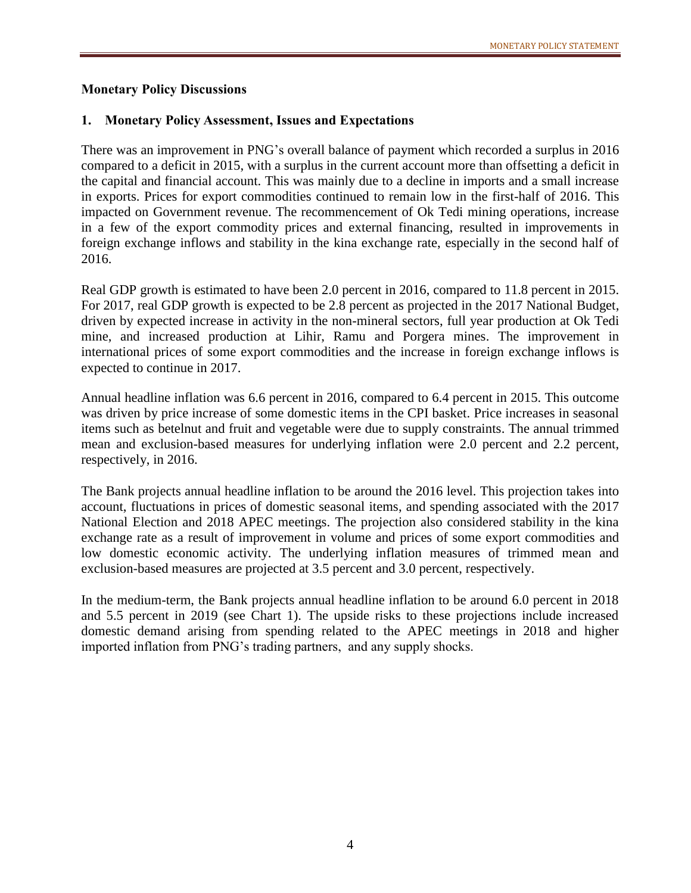## Monetary Policy Discussions

### 1. Monetary Policy Assessment, Issues and Expectations

There was an improvement in PNG's overall balance of payment which recorded a surplus in 2016 compared to a deficit in 2015, with a surplus in the current account more than offsetting a deficit in the capital and financial account. This was mainly due to a decline in imports and a small increase in exports. Prices for export commodities continued to remain low in the first-half of 2016. This impacted on Government revenue. The recommencement of Ok Tedi mining operations, increase in a few of the export commodity prices and external financing, resulted in improvements in foreign exchange inflows and stability in the kina exchange rate, especially in the second half of 2016.

Real GDP growth is estimated to have been 2.0 percent in 2016, compared to 11.8 percent in 2015. For 2017, real GDP growth is expected to be 2.8 percent as projected in the 2017 National Budget, driven by expected increase in activity in the non-mineral sectors, full year production at Ok Tedi mine, and increased production at Lihir, Ramu and Porgera mines. The improvement in international prices of some export commodities and the increase in foreign exchange inflows is expected to continue in 2017.

Annual headline inflation was 6.6 percent in 2016, compared to 6.4 percent in 2015. This outcome was driven by price increase of some domestic items in the CPI basket. Price increases in seasonal items such as betelnut and fruit and vegetable were due to supply constraints. The annual trimmed mean and exclusion-based measures for underlying inflation were 2.0 percent and 2.2 percent, respectively, in 2016.

The Bank projects annual headline inflation to be around the 2016 level. This projection takes into account, fluctuations in prices of domestic seasonal items, and spending associated with the 2017 National Election and 2018 APEC meetings. The projection also considered stability in the kina exchange rate as a result of improvement in volume and prices of some export commodities and low domestic economic activity. The underlying inflation measures of trimmed mean and exclusion-based measures are projected at 3.5 percent and 3.0 percent, respectively.

In the medium-term, the Bank projects annual headline inflation to be around 6.0 percent in 2018 and 5.5 percent in 2019 (see Chart 1). The upside risks to these projections include increased domestic demand arising from spending related to the APEC meetings in 2018 and higher imported inflation from PNG's trading partners, and any supply shocks.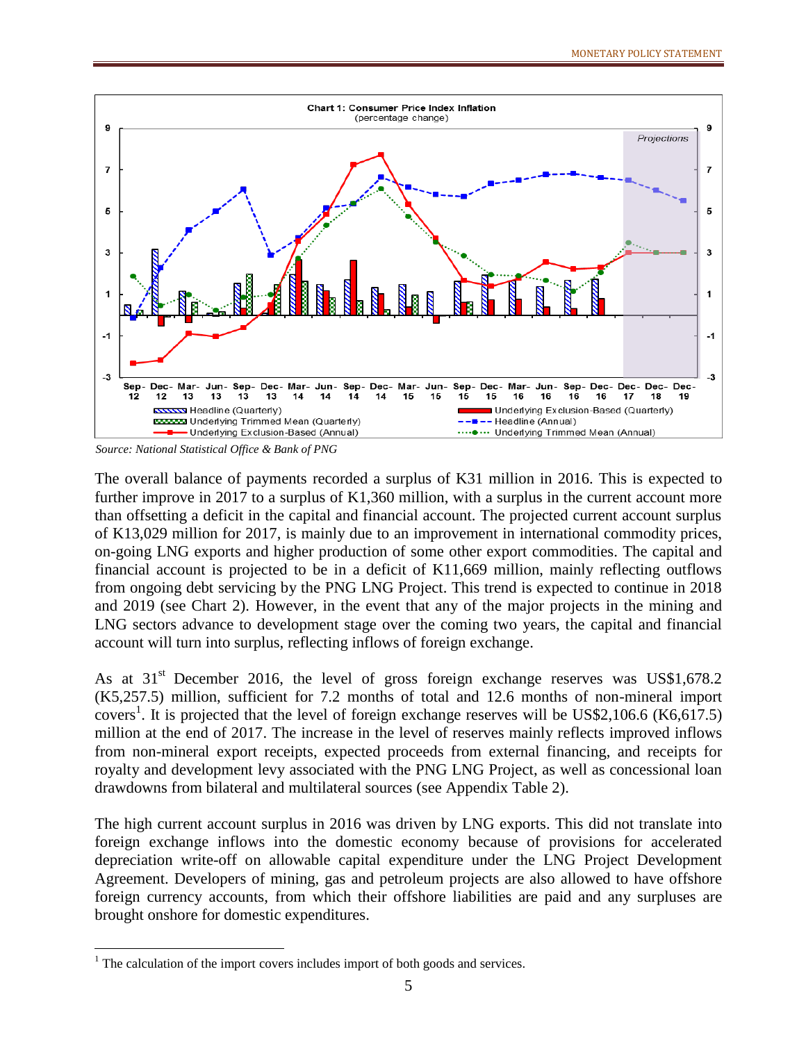**Chart 1: Consumer Price Index Inflation**
(percentage change)

*Source: National Statistical Office & Bank of PNG*

The overall balance of payments recorded a surplus of K31 million in 2016. This is expected to further improve in 2017 to a surplus of K1,360 million, with a surplus in the current account more than offsetting a deficit in the capital and financial account. The projected current account surplus of K13,029 million for 2017, is mainly due to an improvement in international commodity prices, on-going LNG exports and higher production of some other export commodities. The capital and financial account is projected to be in a deficit of K11,669 million, mainly reflecting outflows from ongoing debt servicing by the PNG LNG Project. This trend is expected to continue in 2018 and 2019 (see Chart 2). However, in the event that any of the major projects in the mining and LNG sectors advance to development stage over the coming two years, the capital and financial account will turn into surplus, reflecting inflows of foreign exchange.

As at 31st December 2016, the level of gross foreign exchange reserves was US$1,678.2 (K5,257.5) million, sufficient for 7.2 months of total and 12.6 months of non-mineral import covers[1]. It is projected that the level of foreign exchange reserves will be US$2,106.6 (K6,617.5) million at the end of 2017. The increase in the level of reserves mainly reflects improved inflows from non-mineral export receipts, expected proceeds from external financing, and receipts for royalty and development levy associated with the PNG LNG Project, as well as concessional loan drawdowns from bilateral and multilateral sources (see Appendix Table 2).

The high current account surplus in 2016 was driven by LNG exports. This did not translate into foreign exchange inflows into the domestic economy because of provisions for accelerated depreciation write-off on allowable capital expenditure under the LNG Project Development Agreement. Developers of mining, gas and petroleum projects are also allowed to have offshore foreign currency accounts, from which their offshore liabilities are paid and any surpluses are brought onshore for domestic expenditures.

[1] The calculation of the import covers includes import of both goods and services.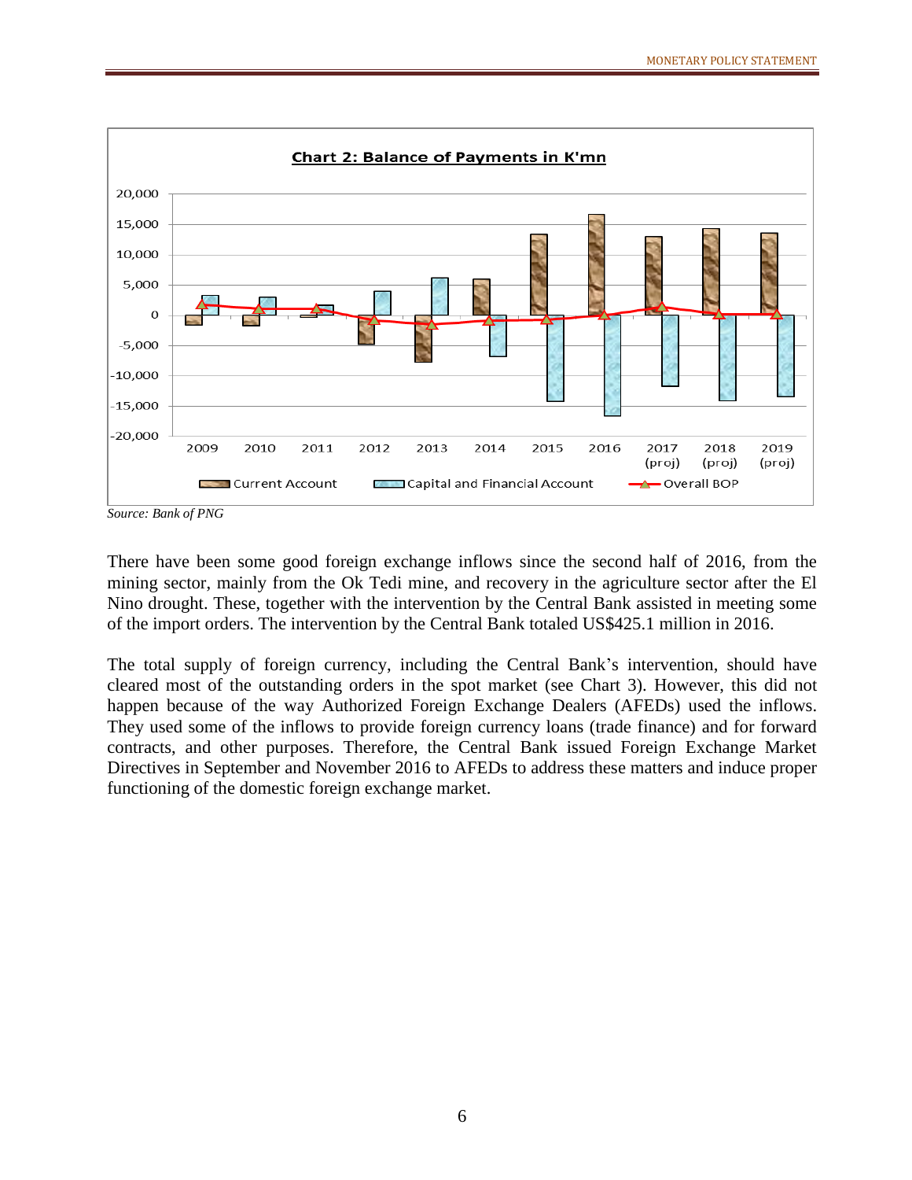**Chart 2: Balance of Payments in K'mn**

Source: Bank of PNG

There have been some good foreign exchange inflows since the second half of 2016, from the mining sector, mainly from the Ok Tedi mine, and recovery in the agriculture sector after the El Nino drought. These, together with the intervention by the Central Bank assisted in meeting some of the import orders. The intervention by the Central Bank totaled US$425.1 million in 2016.

The total supply of foreign currency, including the Central Bank's intervention, should have cleared most of the outstanding orders in the spot market (see Chart 3). However, this did not happen because of the way Authorized Foreign Exchange Dealers (AFEDs) used the inflows. They used some of the inflows to provide foreign currency loans (trade finance) and for forward contracts, and other purposes. Therefore, the Central Bank issued Foreign Exchange Market Directives in September and November 2016 to AFEDs to address these matters and induce proper functioning of the domestic foreign exchange market.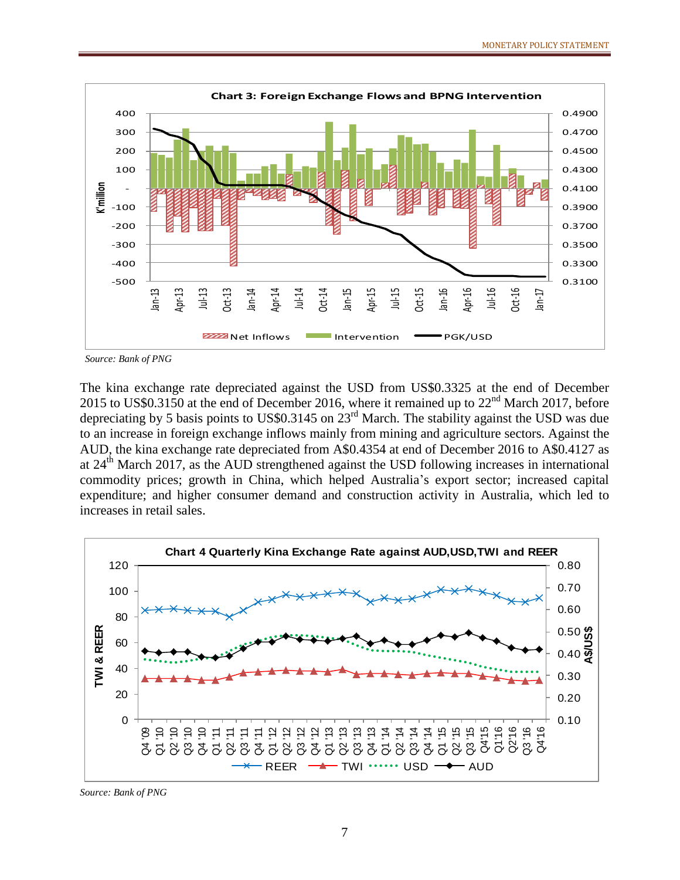**Chart 3: Foreign Exchange Flows and BPNG Intervention**

*Source: Bank of PNG*

The kina exchange rate depreciated against the USD from US$0.3325 at the end of December 2015 to US$0.3150 at the end of December 2016, where it remained up to 22nd March 2017, before depreciating by 5 basis points to US$0.3145 on 23rd March. The stability against the USD was due to an increase in foreign exchange inflows mainly from mining and agriculture sectors. Against the AUD, the kina exchange rate depreciated from A$0.4354 at end of December 2016 to A$0.4127 as at 24th March 2017, as the AUD strengthened against the USD following increases in international commodity prices; growth in China, which helped Australia's export sector; increased capital expenditure; and higher consumer demand and construction activity in Australia, which led to increases in retail sales.

**Chart 4 Quarterly Kina Exchange Rate against AUD,USD,TWI and REER**

*Source: Bank of PNG*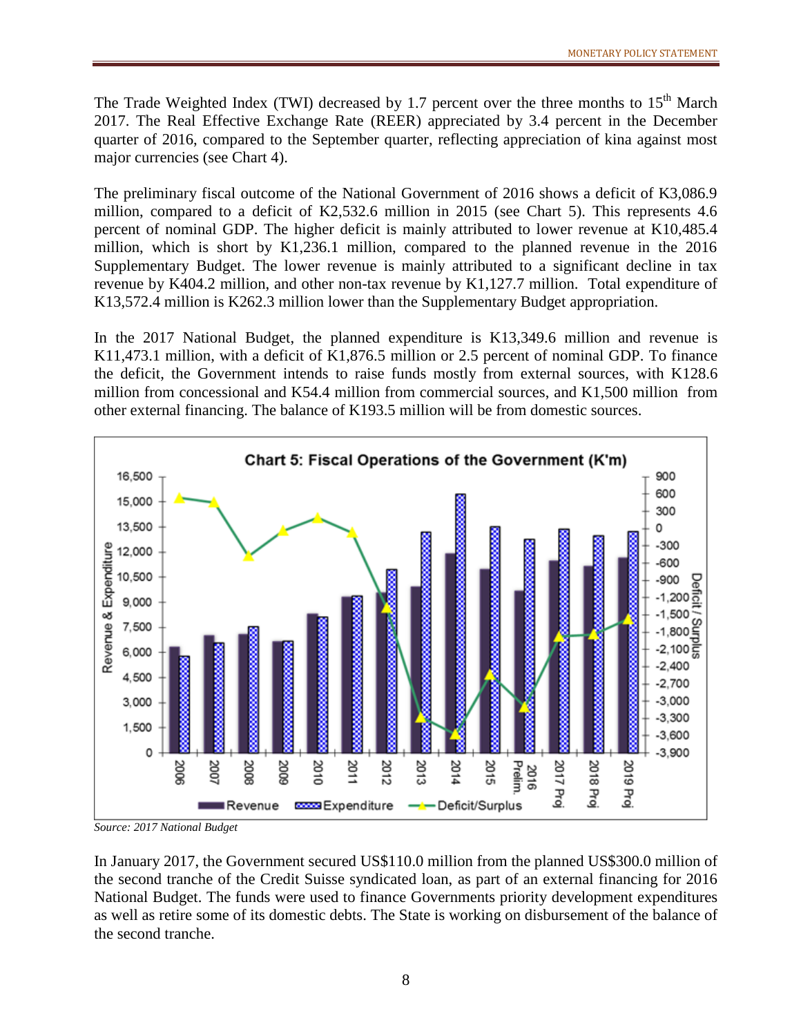The Trade Weighted Index (TWI) decreased by 1.7 percent over the three months to 15th March 2017. The Real Effective Exchange Rate (REER) appreciated by 3.4 percent in the December quarter of 2016, compared to the September quarter, reflecting appreciation of kina against most major currencies (see Chart 4).

The preliminary fiscal outcome of the National Government of 2016 shows a deficit of K3,086.9 million, compared to a deficit of K2,532.6 million in 2015 (see Chart 5). This represents 4.6 percent of nominal GDP. The higher deficit is mainly attributed to lower revenue at K10,485.4 million, which is short by K1,236.1 million, compared to the planned revenue in the 2016 Supplementary Budget. The lower revenue is mainly attributed to a significant decline in tax revenue by K404.2 million, and other non-tax revenue by K1,127.7 million. Total expenditure of K13,572.4 million is K262.3 million lower than the Supplementary Budget appropriation.

In the 2017 National Budget, the planned expenditure is K13,349.6 million and revenue is K11,473.1 million, with a deficit of K1,876.5 million or 2.5 percent of nominal GDP. To finance the deficit, the Government intends to raise funds mostly from external sources, with K128.6 million from concessional and K54.4 million from commercial sources, and K1,500 million from other external financing. The balance of K193.5 million will be from domestic sources.

**Chart 5: Fiscal Operations of the Government (K'm)**

*Source: 2017 National Budget*

In January 2017, the Government secured US$110.0 million from the planned US$300.0 million of the second tranche of the Credit Suisse syndicated loan, as part of an external financing for 2016 National Budget. The funds were used to finance Governments priority development expenditures as well as retire some of its domestic debts. The State is working on disbursement of the balance of the second tranche.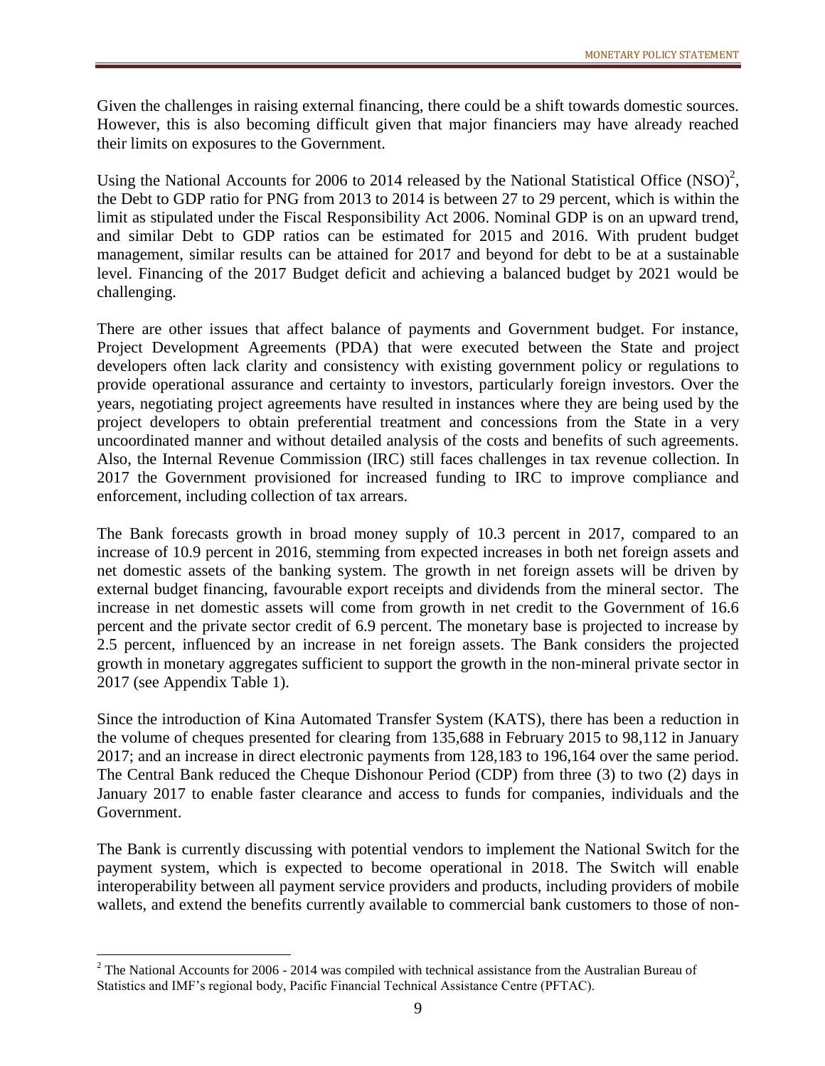Given the challenges in raising external financing, there could be a shift towards domestic sources. However, this is also becoming difficult given that major financiers may have already reached their limits on exposures to the Government.

Using the National Accounts for 2006 to 2014 released by the National Statistical Office (NSO)[2], the Debt to GDP ratio for PNG from 2013 to 2014 is between 27 to 29 percent, which is within the limit as stipulated under the Fiscal Responsibility Act 2006. Nominal GDP is on an upward trend, and similar Debt to GDP ratios can be estimated for 2015 and 2016. With prudent budget management, similar results can be attained for 2017 and beyond for debt to be at a sustainable level. Financing of the 2017 Budget deficit and achieving a balanced budget by 2021 would be challenging.

There are other issues that affect balance of payments and Government budget. For instance, Project Development Agreements (PDA) that were executed between the State and project developers often lack clarity and consistency with existing government policy or regulations to provide operational assurance and certainty to investors, particularly foreign investors. Over the years, negotiating project agreements have resulted in instances where they are being used by the project developers to obtain preferential treatment and concessions from the State in a very uncoordinated manner and without detailed analysis of the costs and benefits of such agreements. Also, the Internal Revenue Commission (IRC) still faces challenges in tax revenue collection. In 2017 the Government provisioned for increased funding to IRC to improve compliance and enforcement, including collection of tax arrears.

The Bank forecasts growth in broad money supply of 10.3 percent in 2017, compared to an increase of 10.9 percent in 2016, stemming from expected increases in both net foreign assets and net domestic assets of the banking system. The growth in net foreign assets will be driven by external budget financing, favourable export receipts and dividends from the mineral sector. The increase in net domestic assets will come from growth in net credit to the Government of 16.6 percent and the private sector credit of 6.9 percent. The monetary base is projected to increase by 2.5 percent, influenced by an increase in net foreign assets. The Bank considers the projected growth in monetary aggregates sufficient to support the growth in the non-mineral private sector in 2017 (see Appendix Table 1).

Since the introduction of Kina Automated Transfer System (KATS), there has been a reduction in the volume of cheques presented for clearing from 135,688 in February 2015 to 98,112 in January 2017; and an increase in direct electronic payments from 128,183 to 196,164 over the same period. The Central Bank reduced the Cheque Dishonour Period (CDP) from three (3) to two (2) days in January 2017 to enable faster clearance and access to funds for companies, individuals and the Government.

The Bank is currently discussing with potential vendors to implement the National Switch for the payment system, which is expected to become operational in 2018. The Switch will enable interoperability between all payment service providers and products, including providers of mobile wallets, and extend the benefits currently available to commercial bank customers to those of non-

[2] The National Accounts for 2006 - 2014 was compiled with technical assistance from the Australian Bureau of Statistics and IMF's regional body, Pacific Financial Technical Assistance Centre (PFTAC).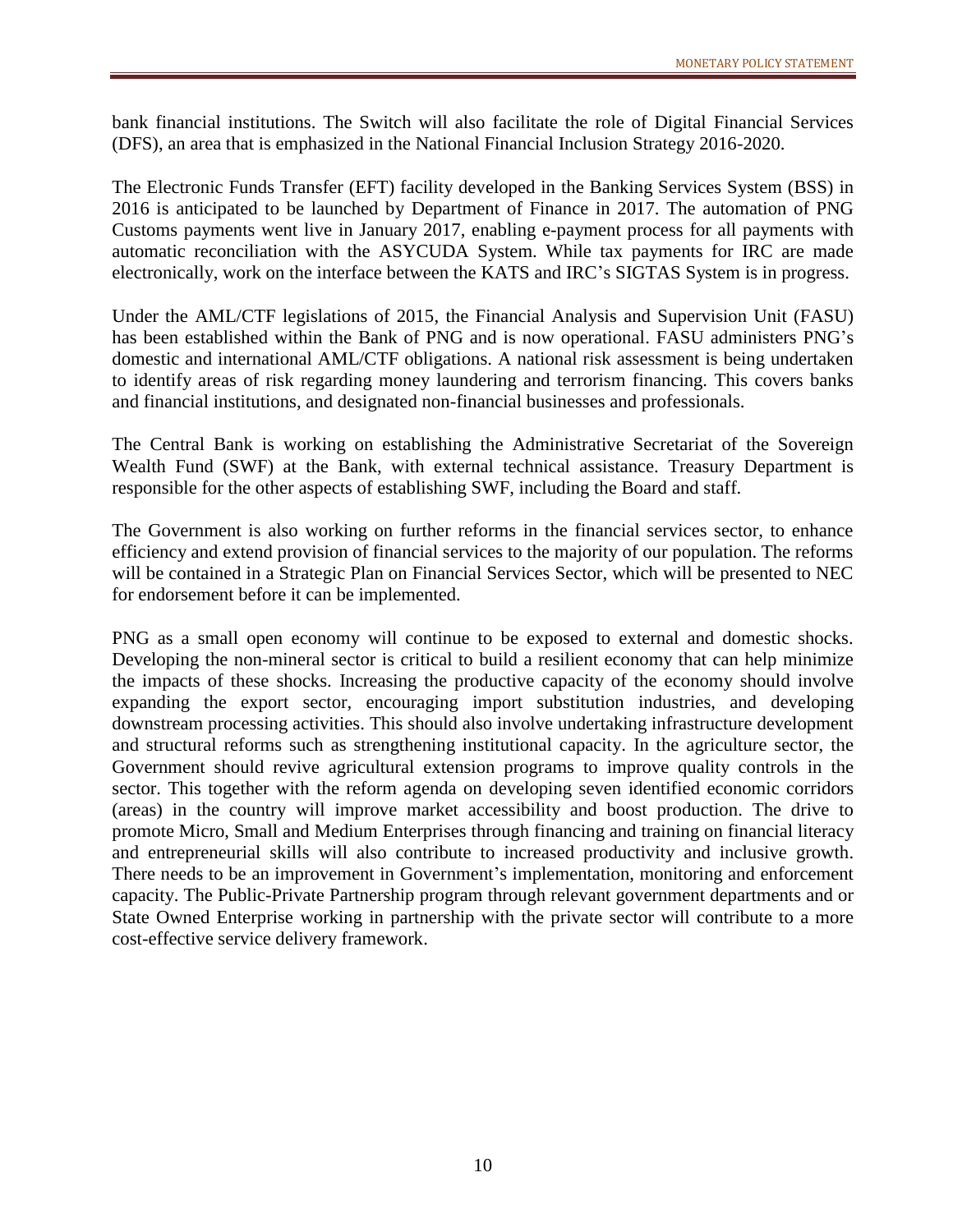bank financial institutions. The Switch will also facilitate the role of Digital Financial Services (DFS), an area that is emphasized in the National Financial Inclusion Strategy 2016-2020.

The Electronic Funds Transfer (EFT) facility developed in the Banking Services System (BSS) in 2016 is anticipated to be launched by Department of Finance in 2017. The automation of PNG Customs payments went live in January 2017, enabling e-payment process for all payments with automatic reconciliation with the ASYCUDA System. While tax payments for IRC are made electronically, work on the interface between the KATS and IRC's SIGTAS System is in progress.

Under the AML/CTF legislations of 2015, the Financial Analysis and Supervision Unit (FASU) has been established within the Bank of PNG and is now operational. FASU administers PNG's domestic and international AML/CTF obligations. A national risk assessment is being undertaken to identify areas of risk regarding money laundering and terrorism financing. This covers banks and financial institutions, and designated non-financial businesses and professionals.

The Central Bank is working on establishing the Administrative Secretariat of the Sovereign Wealth Fund (SWF) at the Bank, with external technical assistance. Treasury Department is responsible for the other aspects of establishing SWF, including the Board and staff.

The Government is also working on further reforms in the financial services sector, to enhance efficiency and extend provision of financial services to the majority of our population. The reforms will be contained in a Strategic Plan on Financial Services Sector, which will be presented to NEC for endorsement before it can be implemented.

PNG as a small open economy will continue to be exposed to external and domestic shocks. Developing the non-mineral sector is critical to build a resilient economy that can help minimize the impacts of these shocks. Increasing the productive capacity of the economy should involve expanding the export sector, encouraging import substitution industries, and developing downstream processing activities. This should also involve undertaking infrastructure development and structural reforms such as strengthening institutional capacity. In the agriculture sector, the Government should revive agricultural extension programs to improve quality controls in the sector. This together with the reform agenda on developing seven identified economic corridors (areas) in the country will improve market accessibility and boost production. The drive to promote Micro, Small and Medium Enterprises through financing and training on financial literacy and entrepreneurial skills will also contribute to increased productivity and inclusive growth. There needs to be an improvement in Government's implementation, monitoring and enforcement capacity. The Public-Private Partnership program through relevant government departments and or State Owned Enterprise working in partnership with the private sector will contribute to a more cost-effective service delivery framework.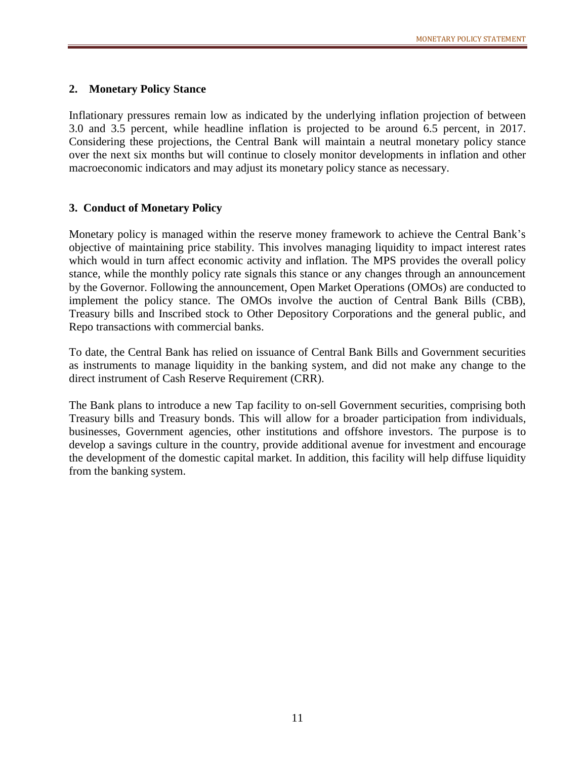## 2. Monetary Policy Stance

Inflationary pressures remain low as indicated by the underlying inflation projection of between 3.0 and 3.5 percent, while headline inflation is projected to be around 6.5 percent, in 2017. Considering these projections, the Central Bank will maintain a neutral monetary policy stance over the next six months but will continue to closely monitor developments in inflation and other macroeconomic indicators and may adjust its monetary policy stance as necessary.

## 3. Conduct of Monetary Policy

Monetary policy is managed within the reserve money framework to achieve the Central Bank's objective of maintaining price stability. This involves managing liquidity to impact interest rates which would in turn affect economic activity and inflation. The MPS provides the overall policy stance, while the monthly policy rate signals this stance or any changes through an announcement by the Governor. Following the announcement, Open Market Operations (OMOs) are conducted to implement the policy stance. The OMOs involve the auction of Central Bank Bills (CBB), Treasury bills and Inscribed stock to Other Depository Corporations and the general public, and Repo transactions with commercial banks.

To date, the Central Bank has relied on issuance of Central Bank Bills and Government securities as instruments to manage liquidity in the banking system, and did not make any change to the direct instrument of Cash Reserve Requirement (CRR).

The Bank plans to introduce a new Tap facility to on-sell Government securities, comprising both Treasury bills and Treasury bonds. This will allow for a broader participation from individuals, businesses, Government agencies, other institutions and offshore investors. The purpose is to develop a savings culture in the country, provide additional avenue for investment and encourage the development of the domestic capital market. In addition, this facility will help diffuse liquidity from the banking system.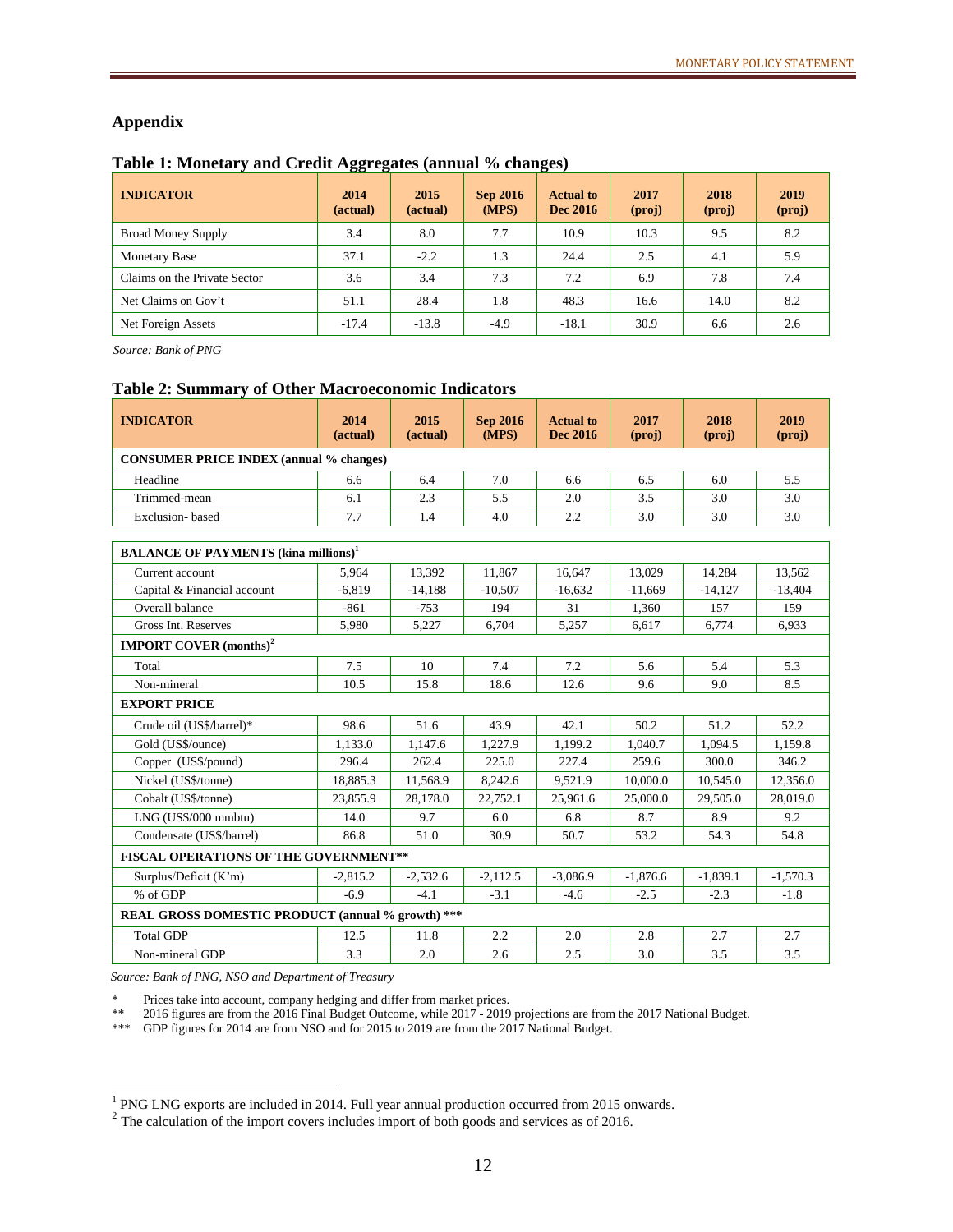## Appendix

### Table 1: Monetary and Credit Aggregates (annual % changes)

| INDICATOR | 2014 (actual) | 2015 (actual) | Sep 2016 (MPS) | Actual to Dec 2016 | 2017 (proj) | 2018 (proj) | 2019 (proj) |
|---|---|---|---|---|---|---|---|
| Broad Money Supply | 3.4 | 8.0 | 7.7 | 10.9 | 10.3 | 9.5 | 8.2 |
| Monetary Base | 37.1 | -2.2 | 1.3 | 24.4 | 2.5 | 4.1 | 5.9 |
| Claims on the Private Sector | 3.6 | 3.4 | 7.3 | 7.2 | 6.9 | 7.8 | 7.4 |
| Net Claims on Gov't | 51.1 | 28.4 | 1.8 | 48.3 | 16.6 | 14.0 | 8.2 |
| Net Foreign Assets | -17.4 | -13.8 | -4.9 | -18.1 | 30.9 | 6.6 | 2.6 |

*Source: Bank of PNG*

### Table 2: Summary of Other Macroeconomic Indicators

| INDICATOR | 2014 (actual) | 2015 (actual) | Sep 2016 (MPS) | Actual to Dec 2016 | 2017 (proj) | 2018 (proj) | 2019 (proj) |
|---|---|---|---|---|---|---|---|
| **CONSUMER PRICE INDEX (annual % changes)** | | | | | | | |
| Headline | 6.6 | 6.4 | 7.0 | 6.6 | 6.5 | 6.0 | 5.5 |
| Trimmed-mean | 6.1 | 2.3 | 5.5 | 2.0 | 3.5 | 3.0 | 3.0 |
| Exclusion- based | 7.7 | 1.4 | 4.0 | 2.2 | 3.0 | 3.0 | 3.0 |
| **BALANCE OF PAYMENTS (kina millions)[1]** | | | | | | | |
| Current account | 5,964 | 13,392 | 11,867 | 16,647 | 13,029 | 14,284 | 13,562 |
| Capital & Financial account | -6,819 | -14,188 | -10,507 | -16,632 | -11,669 | -14,127 | -13,404 |
| Overall balance | -861 | -753 | 194 | 31 | 1,360 | 157 | 159 |
| Gross Int. Reserves | 5,980 | 5,227 | 6,704 | 5,257 | 6,617 | 6,774 | 6,933 |
| **IMPORT COVER (months)[2]** | | | | | | | |
| Total | 7.5 | 10 | 7.4 | 7.2 | 5.6 | 5.4 | 5.3 |
| Non-mineral | 10.5 | 15.8 | 18.6 | 12.6 | 9.6 | 9.0 | 8.5 |
| **EXPORT PRICE** | | | | | | | |
| Crude oil (US$/barrel)* | 98.6 | 51.6 | 43.9 | 42.1 | 50.2 | 51.2 | 52.2 |
| Gold (US$/ounce) | 1,133.0 | 1,147.6 | 1,227.9 | 1,199.2 | 1,040.7 | 1,094.5 | 1,159.8 |
| Copper (US$/pound) | 296.4 | 262.4 | 225.0 | 227.4 | 259.6 | 300.0 | 346.2 |
| Nickel (US$/tonne) | 18,885.3 | 11,568.9 | 8,242.6 | 9,521.9 | 10,000.0 | 10,545.0 | 12,356.0 |
| Cobalt (US$/tonne) | 23,855.9 | 28,178.0 | 22,752.1 | 25,961.6 | 25,000.0 | 29,505.0 | 28,019.0 |
| LNG (US$/000 mmbtu) | 14.0 | 9.7 | 6.0 | 6.8 | 8.7 | 8.9 | 9.2 |
| Condensate (US$/barrel) | 86.8 | 51.0 | 30.9 | 50.7 | 53.2 | 54.3 | 54.8 |
| **FISCAL OPERATIONS OF THE GOVERNMENT\*\*** | | | | | | | |
| Surplus/Deficit (K'm) | -2,815.2 | -2,532.6 | -2,112.5 | -3,086.9 | -1,876.6 | -1,839.1 | -1,570.3 |
| % of GDP | -6.9 | -4.1 | -3.1 | -4.6 | -2.5 | -2.3 | -1.8 |
| **REAL GROSS DOMESTIC PRODUCT (annual % growth) \*\*\*** | | | | | | | |
| Total GDP | 12.5 | 11.8 | 2.2 | 2.0 | 2.8 | 2.7 | 2.7 |
| Non-mineral GDP | 3.3 | 2.0 | 2.6 | 2.5 | 3.0 | 3.5 | 3.5 |

*Source: Bank of PNG, NSO and Department of Treasury*

\* Prices take into account, company hedging and differ from market prices.

\*\* 2016 figures are from the 2016 Final Budget Outcome, while 2017 - 2019 projections are from the 2017 National Budget.

\*\*\* GDP figures for 2014 are from NSO and for 2015 to 2019 are from the 2017 National Budget.

[1] PNG LNG exports are included in 2014. Full year annual production occurred from 2015 onwards.

[2] The calculation of the import covers includes import of both goods and services as of 2016.